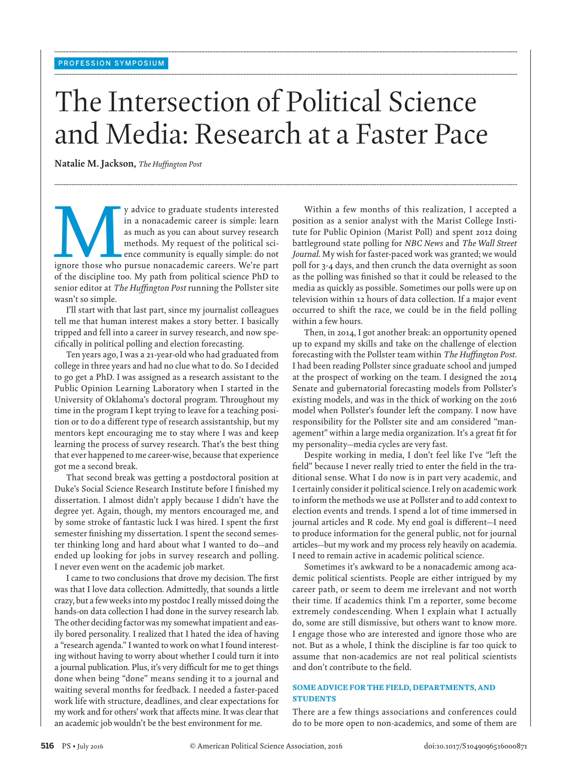PROFESSION SYMPOSIUM

# The Intersection of Political Science and Media: Research at a Faster Pace

**Natalie M. Jackson,** *The Huffington Post*

My advice to graduate students interested in a nonacademic career is simple: learn as much as you can about survey research methods. My request of the political science community is equally simple: do not ignore those who pursue nonacademic careers. We're part of the discipline too. My path from political science PhD to senior editor at *The Huffington Post* running the Pollster site wasn't so simple.

I'll start with that last part, since my journalist colleagues tell me that human interest makes a story better. I basically tripped and fell into a career in survey research, and now specifically in political polling and election forecasting.

Ten years ago, I was a 21-year-old who had graduated from college in three years and had no clue what to do. So I decided to go get a PhD. I was assigned as a research assistant to the Public Opinion Learning Laboratory when I started in the University of Oklahoma's doctoral program. Throughout my time in the program I kept trying to leave for a teaching position or to do a different type of research assistantship, but my mentors kept encouraging me to stay where I was and keep learning the process of survey research. That's the best thing that ever happened to me career-wise, because that experience got me a second break.

That second break was getting a postdoctoral position at Duke's Social Science Research Institute before I finished my dissertation. I almost didn't apply because I didn't have the degree yet. Again, though, my mentors encouraged me, and by some stroke of fantastic luck I was hired. I spent the first semester finishing my dissertation. I spent the second semester thinking long and hard about what I wanted to do—and ended up looking for jobs in survey research and polling. I never even went on the academic job market.

I came to two conclusions that drove my decision. The first was that I love data collection. Admittedly, that sounds a little crazy, but a few weeks into my postdoc I really missed doing the hands-on data collection I had done in the survey research lab. The other deciding factor was my somewhat impatient and easily bored personality. I realized that I hated the idea of having a "research agenda." I wanted to work on what I found interesting without having to worry about whether I could turn it into a journal publication. Plus, it's very difficult for me to get things done when being "done" means sending it to a journal and waiting several months for feedback. I needed a faster-paced work life with structure, deadlines, and clear expectations for my work and for others' work that affects mine. It was clear that an academic job wouldn't be the best environment for me.

Within a few months of this realization, I accepted a position as a senior analyst with the Marist College Institute for Public Opinion (Marist Poll) and spent 2012 doing battleground state polling for *NBC News* and *The Wall Street Journal*. My wish for faster-paced work was granted; we would poll for 3-4 days, and then crunch the data overnight as soon as the polling was finished so that it could be released to the media as quickly as possible. Sometimes our polls were up on television within 12 hours of data collection. If a major event occurred to shift the race, we could be in the field polling within a few hours.

Then, in 2014, I got another break: an opportunity opened up to expand my skills and take on the challenge of election forecasting with the Pollster team within *The Huffington Post*. I had been reading Pollster since graduate school and jumped at the prospect of working on the team. I designed the 2014 Senate and gubernatorial forecasting models from Pollster's existing models, and was in the thick of working on the 2016 model when Pollster's founder left the company. I now have responsibility for the Pollster site and am considered "management" within a large media organization. It's a great fit for my personality—media cycles are very fast.

Despite working in media, I don't feel like I've "left the field" because I never really tried to enter the field in the traditional sense. What I do now is in part very academic, and I certainly consider it political science. I rely on academic work to inform the methods we use at Pollster and to add context to election events and trends. I spend a lot of time immersed in journal articles and R code. My end goal is different—I need to produce information for the general public, not for journal articles—but my work and my process rely heavily on academia. I need to remain active in academic political science.

Sometimes it's awkward to be a nonacademic among academic political scientists. People are either intrigued by my career path, or seem to deem me irrelevant and not worth their time. If academics think I'm a reporter, some become extremely condescending. When I explain what I actually do, some are still dismissive, but others want to know more. I engage those who are interested and ignore those who are not. But as a whole, I think the discipline is far too quick to assume that non-academics are not real political scientists and don't contribute to the field.

### SOME ADVICE FOR THE FIELD, DEPARTMENTS, AND STUDENTS

There are a few things associations and conferences could do to be more open to non-academics, and some of them are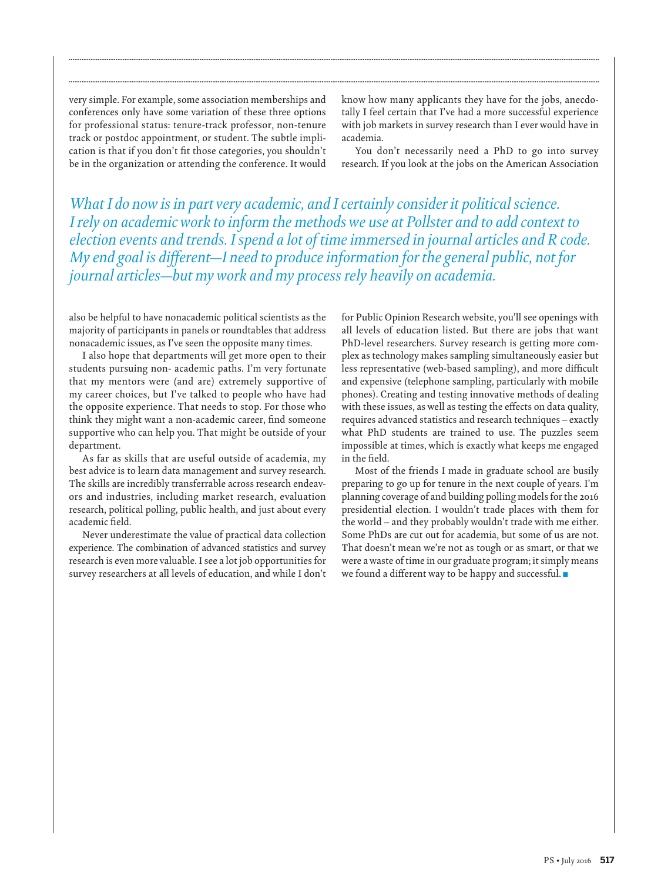very simple. For example, some association memberships and conferences only have some variation of these three options for professional status: tenure-track professor, non-tenure track or postdoc appointment, or student. The subtle implication is that if you don't fit those categories, you shouldn't be in the organization or attending the conference. It would also be helpful to have nonacademic political scientists as the majority of participants in panels or roundtables that address nonacademic issues, as I've seen the opposite many times.

*What I do now is in part very academic, and I certainly consider it political science. I rely on academic work to inform the methods we use at Pollster and to add context to election events and trends. I spend a lot of time immersed in journal articles and R code. My end goal is different—I need to produce information for the general public, not for journal articles—but my work and my process rely heavily on academia.*

I also hope that departments will get more open to their students pursuing non- academic paths. I'm very fortunate that my mentors were (and are) extremely supportive of my career choices, but I've talked to people who have had the opposite experience. That needs to stop. For those who think they might want a non-academic career, find someone supportive who can help you. That might be outside of your department.

As far as skills that are useful outside of academia, my best advice is to learn data management and survey research. The skills are incredibly transferrable across research endeavors and industries, including market research, evaluation research, political polling, public health, and just about every academic field.

Never underestimate the value of practical data collection experience. The combination of advanced statistics and survey research is even more valuable. I see a lot job opportunities for survey researchers at all levels of education, and while I don't know how many applicants they have for the jobs, anecdotally I feel certain that I've had a more successful experience with job markets in survey research than I ever would have in academia.

You don't necessarily need a PhD to go into survey research. If you look at the jobs on the American Association for Public Opinion Research website, you'll see openings with all levels of education listed. But there are jobs that want PhD-level researchers. Survey research is getting more complex as technology makes sampling simultaneously easier but less representative (web-based sampling), and more difficult and expensive (telephone sampling, particularly with mobile phones). Creating and testing innovative methods of dealing with these issues, as well as testing the effects on data quality, requires advanced statistics and research techniques – exactly what PhD students are trained to use. The puzzles seem impossible at times, which is exactly what keeps me engaged in the field.

Most of the friends I made in graduate school are busily preparing to go up for tenure in the next couple of years. I'm planning coverage of and building polling models for the 2016 presidential election. I wouldn't trade places with them for the world – and they probably wouldn't trade with me either. Some PhDs are cut out for academia, but some of us are not. That doesn't mean we're not as tough or as smart, or that we were a waste of time in our graduate program; it simply means we found a different way to be happy and successful. ■